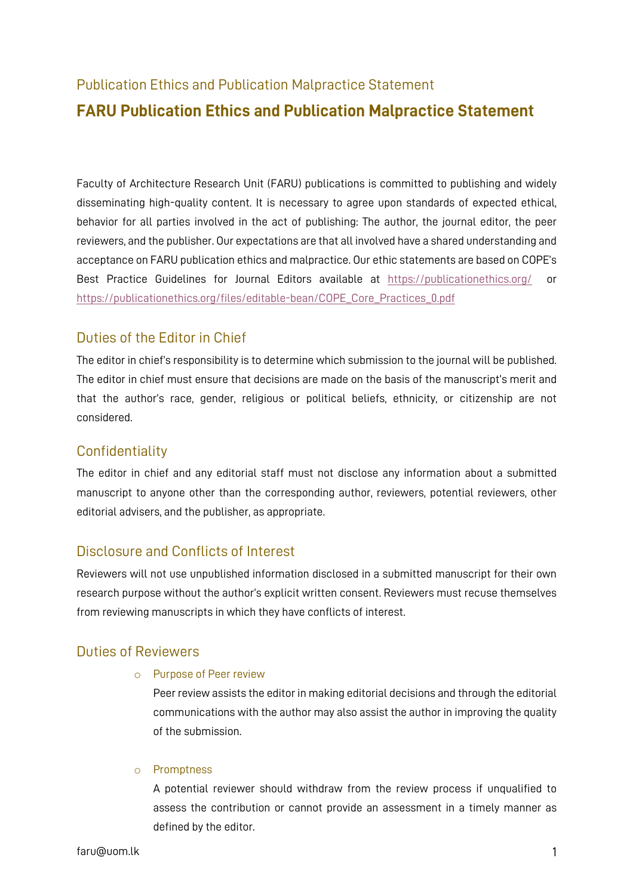Publication Ethics and Publication Malpractice Statement

# FARU Publication Ethics and Publication Malpractice Statement

Faculty of Architecture Research Unit (FARU) publications is committed to publishing and widely disseminating high-quality content. It is necessary to agree upon standards of expected ethical, behavior for all parties involved in the act of publishing: The author, the journal editor, the peer reviewers, and the publisher. Our expectations are that all involved have a shared understanding and acceptance on FARU publication ethics and malpractice. Our ethic statements are based on COPE's Best Practice Guidelines for Journal Editors available at https://publicationethics.org/ or https://publicationethics.org/files/editable-bean/COPE_Core_Practices_0.pdf

## Duties of the Editor in Chief

The editor in chief's responsibility is to determine which submission to the journal will be published. The editor in chief must ensure that decisions are made on the basis of the manuscript's merit and that the author's race, gender, religious or political beliefs, ethnicity, or citizenship are not considered.

## Confidentiality

The editor in chief and any editorial staff must not disclose any information about a submitted manuscript to anyone other than the corresponding author, reviewers, potential reviewers, other editorial advisers, and the publisher, as appropriate.

## Disclosure and Conflicts of Interest

Reviewers will not use unpublished information disclosed in a submitted manuscript for their own research purpose without the author's explicit written consent. Reviewers must recuse themselves from reviewing manuscripts in which they have conflicts of interest.

## Duties of Reviewers

- Purpose of Peer review

  Peer review assists the editor in making editorial decisions and through the editorial communications with the author may also assist the author in improving the quality of the submission.

- Promptness

  A potential reviewer should withdraw from the review process if unqualified to assess the contribution or cannot provide an assessment in a timely manner as defined by the editor.

faru@uom.lk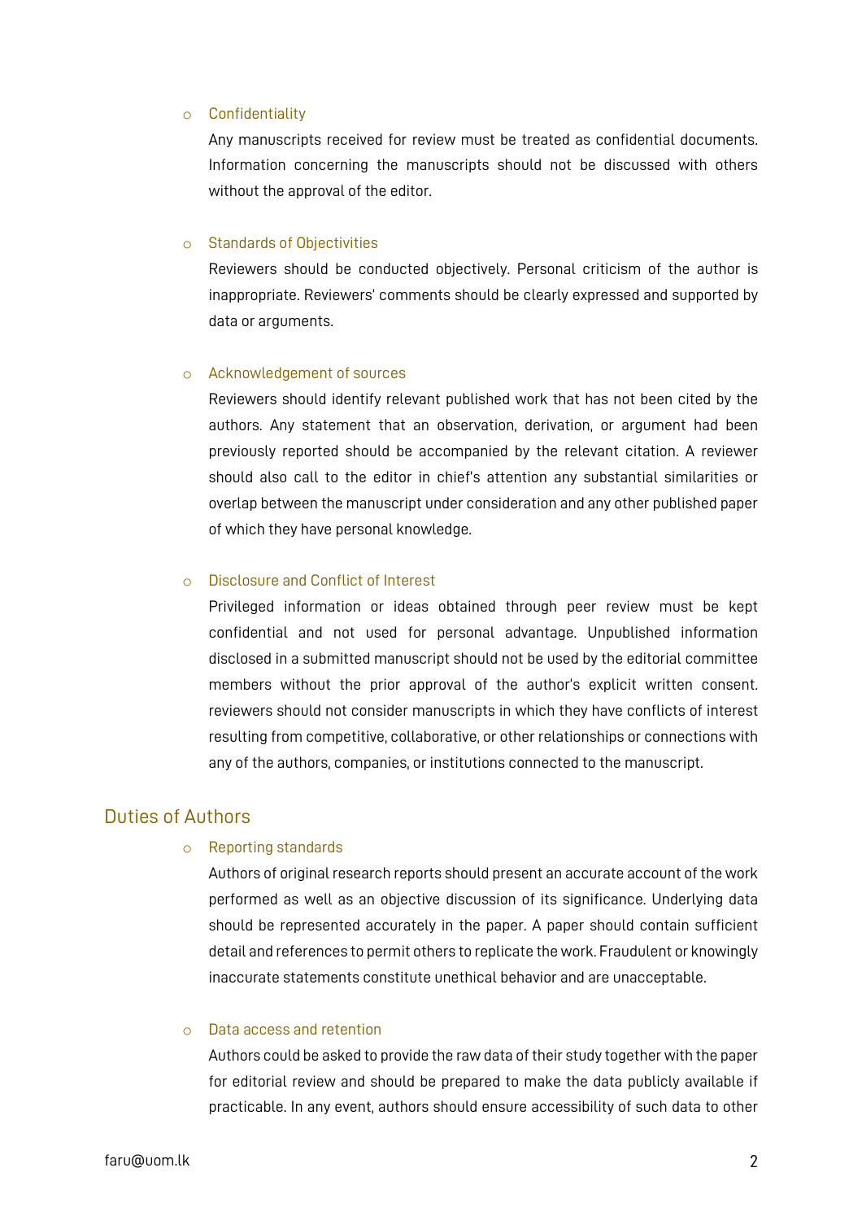- Confidentiality

  Any manuscripts received for review must be treated as confidential documents. Information concerning the manuscripts should not be discussed with others without the approval of the editor.

- Standards of Objectivities

  Reviewers should be conducted objectively. Personal criticism of the author is inappropriate. Reviewers' comments should be clearly expressed and supported by data or arguments.

- Acknowledgement of sources

  Reviewers should identify relevant published work that has not been cited by the authors. Any statement that an observation, derivation, or argument had been previously reported should be accompanied by the relevant citation. A reviewer should also call to the editor in chief's attention any substantial similarities or overlap between the manuscript under consideration and any other published paper of which they have personal knowledge.

- Disclosure and Conflict of Interest

  Privileged information or ideas obtained through peer review must be kept confidential and not used for personal advantage. Unpublished information disclosed in a submitted manuscript should not be used by the editorial committee members without the prior approval of the author's explicit written consent. reviewers should not consider manuscripts in which they have conflicts of interest resulting from competitive, collaborative, or other relationships or connections with any of the authors, companies, or institutions connected to the manuscript.

## Duties of Authors

- Reporting standards

  Authors of original research reports should present an accurate account of the work performed as well as an objective discussion of its significance. Underlying data should be represented accurately in the paper. A paper should contain sufficient detail and references to permit others to replicate the work. Fraudulent or knowingly inaccurate statements constitute unethical behavior and are unacceptable.

- Data access and retention

  Authors could be asked to provide the raw data of their study together with the paper for editorial review and should be prepared to make the data publicly available if practicable. In any event, authors should ensure accessibility of such data to other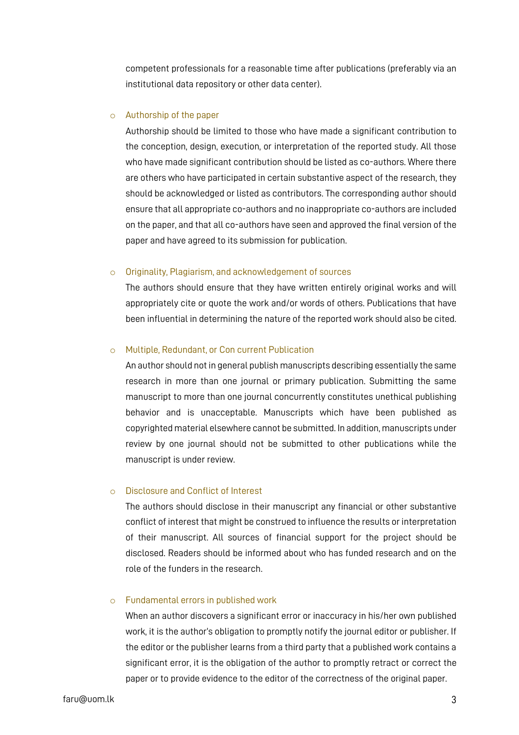competent professionals for a reasonable time after publications (preferably via an institutional data repository or other data center).

- Authorship of the paper

  Authorship should be limited to those who have made a significant contribution to the conception, design, execution, or interpretation of the reported study. All those who have made significant contribution should be listed as co-authors. Where there are others who have participated in certain substantive aspect of the research, they should be acknowledged or listed as contributors. The corresponding author should ensure that all appropriate co-authors and no inappropriate co-authors are included on the paper, and that all co-authors have seen and approved the final version of the paper and have agreed to its submission for publication.

- Originality, Plagiarism, and acknowledgement of sources

  The authors should ensure that they have written entirely original works and will appropriately cite or quote the work and/or words of others. Publications that have been influential in determining the nature of the reported work should also be cited.

- Multiple, Redundant, or Con current Publication

  An author should not in general publish manuscripts describing essentially the same research in more than one journal or primary publication. Submitting the same manuscript to more than one journal concurrently constitutes unethical publishing behavior and is unacceptable. Manuscripts which have been published as copyrighted material elsewhere cannot be submitted. In addition, manuscripts under review by one journal should not be submitted to other publications while the manuscript is under review.

- Disclosure and Conflict of Interest

  The authors should disclose in their manuscript any financial or other substantive conflict of interest that might be construed to influence the results or interpretation of their manuscript. All sources of financial support for the project should be disclosed. Readers should be informed about who has funded research and on the role of the funders in the research.

- Fundamental errors in published work

  When an author discovers a significant error or inaccuracy in his/her own published work, it is the author's obligation to promptly notify the journal editor or publisher. If the editor or the publisher learns from a third party that a published work contains a significant error, it is the obligation of the author to promptly retract or correct the paper or to provide evidence to the editor of the correctness of the original paper.

faru@uom.lk